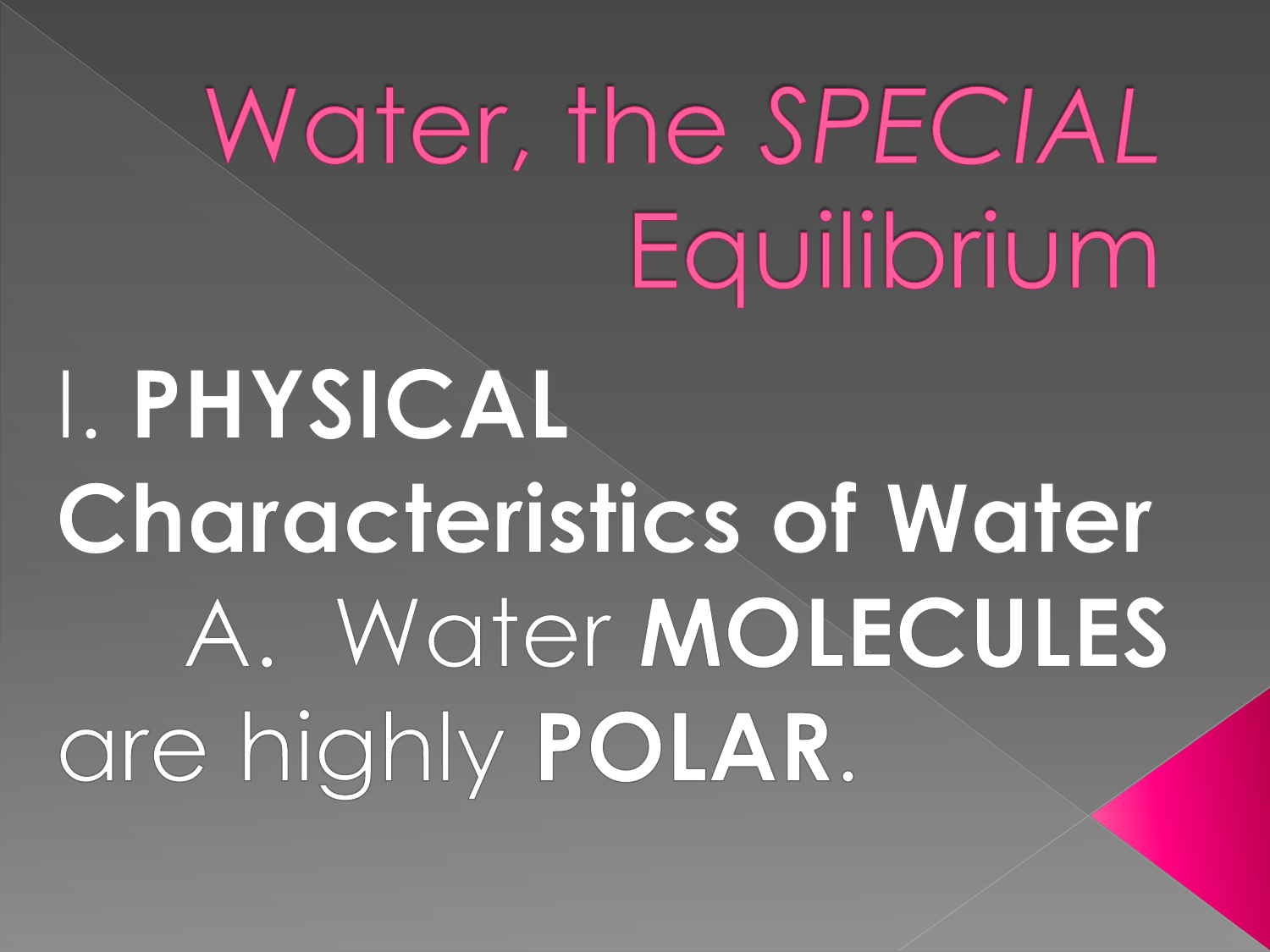# Water, the *SPECIAL* Equilibrium

## I. **PHYSICAL Characteristics of Water**

A. Water **MOLECULES** are highly **POLAR**.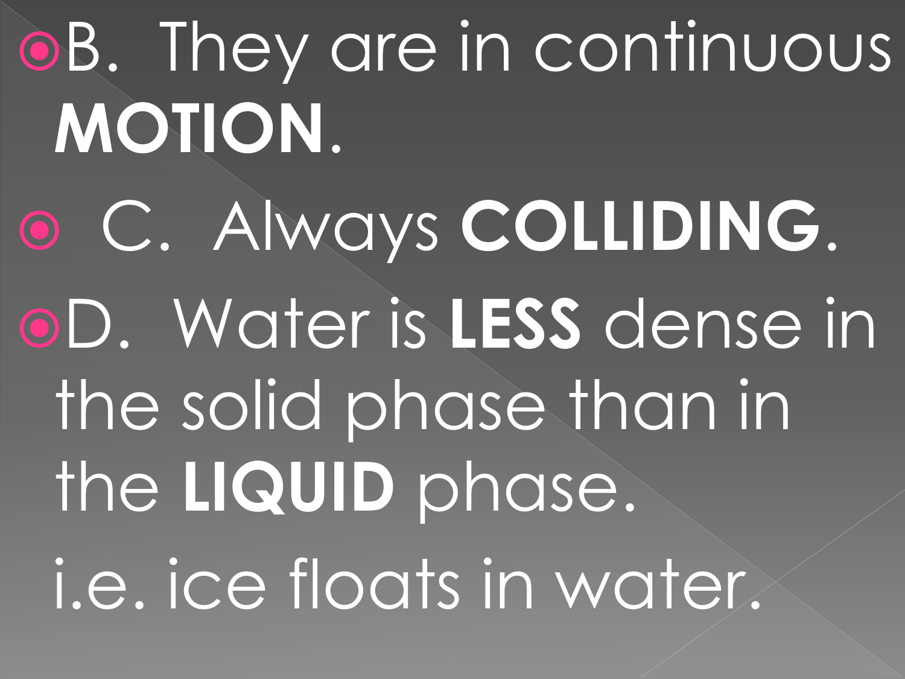- B. They are in continuous **MOTION**.
- C. Always **COLLIDING**.
- D. Water is **LESS** dense in the solid phase than in the **LIQUID** phase.

  i.e. ice floats in water.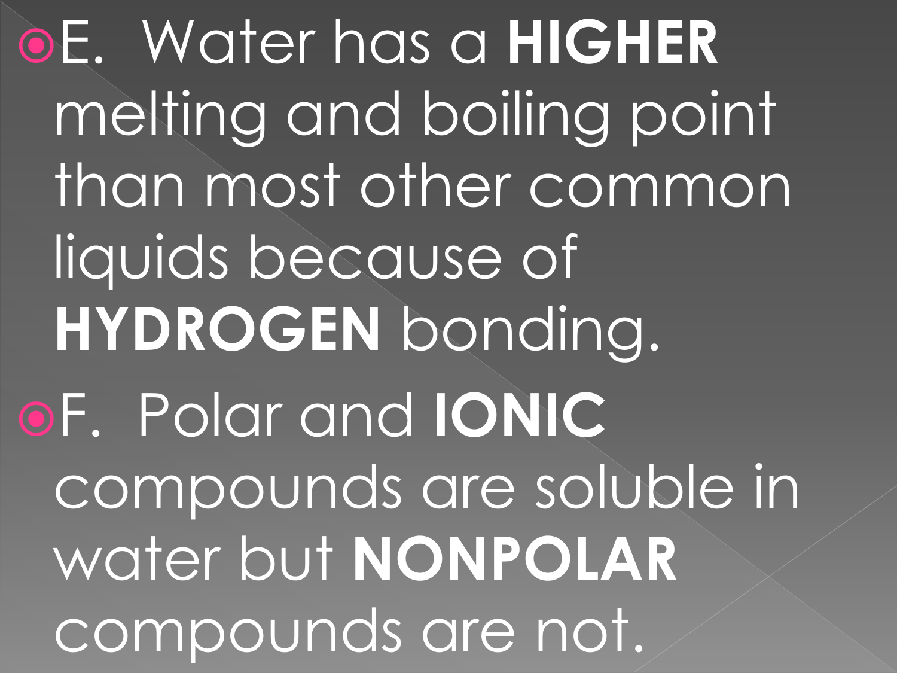- E. Water has a **HIGHER** melting and boiling point than most other common liquids because of **HYDROGEN** bonding.
- F. Polar and **IONIC** compounds are soluble in water but **NONPOLAR** compounds are not.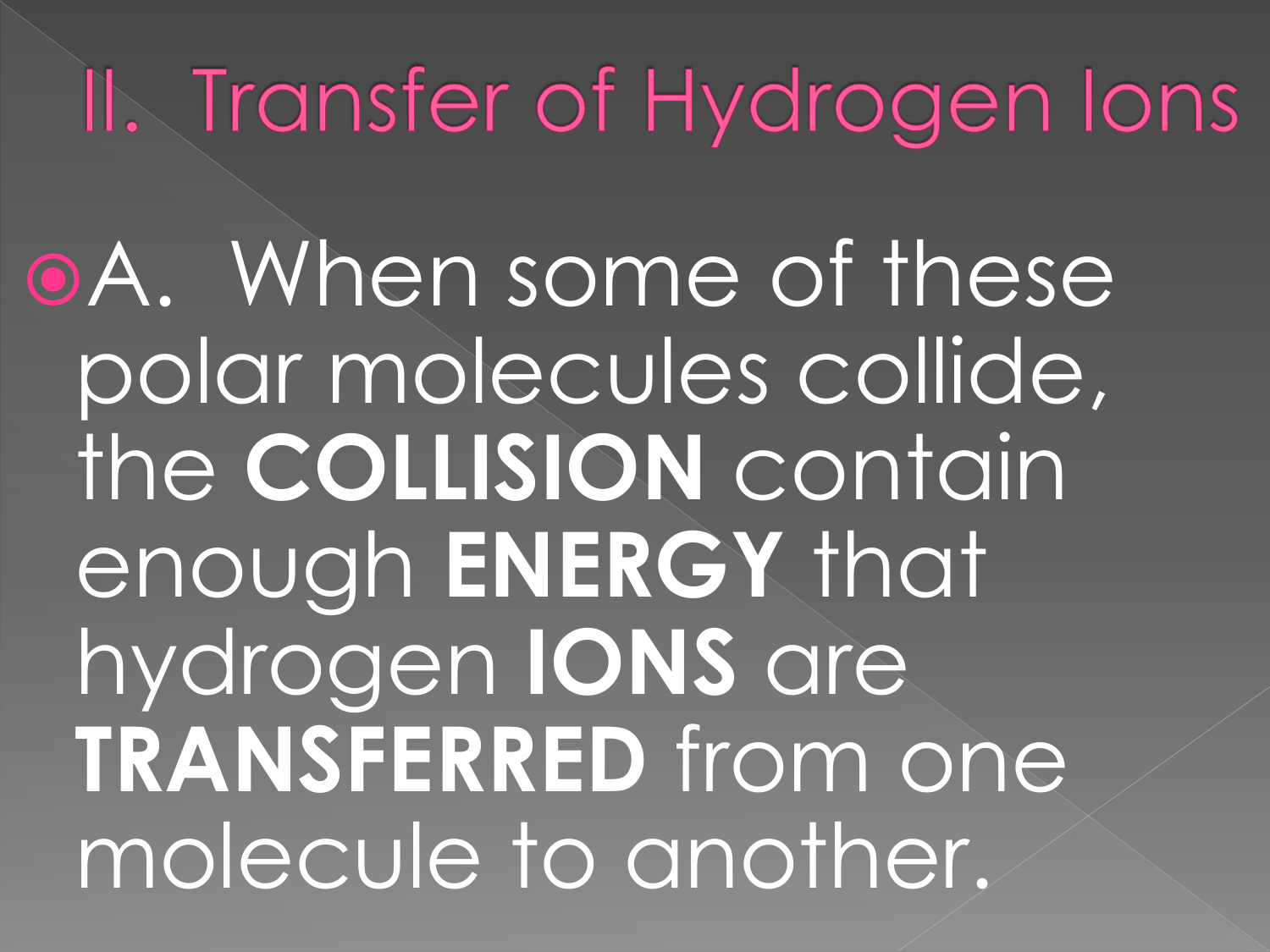# II. Transfer of Hydrogen Ions

- A. When some of these polar molecules collide, the **COLLISION** contain enough **ENERGY** that hydrogen **IONS** are **TRANSFERRED** from one molecule to another.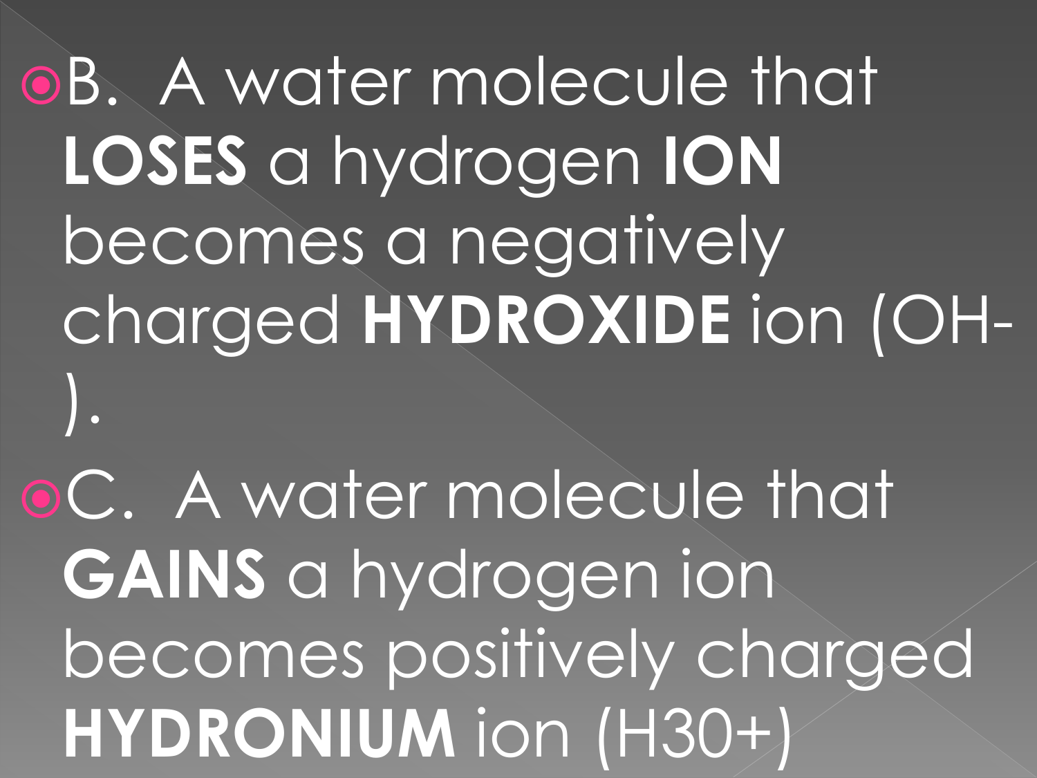- B. A water molecule that **LOSES** a hydrogen **ION** becomes a negatively charged **HYDROXIDE** ion ($OH^-$).
- C. A water molecule that **GAINS** a hydrogen ion becomes positively charged **HYDRONIUM** ion ($H_3O^+$)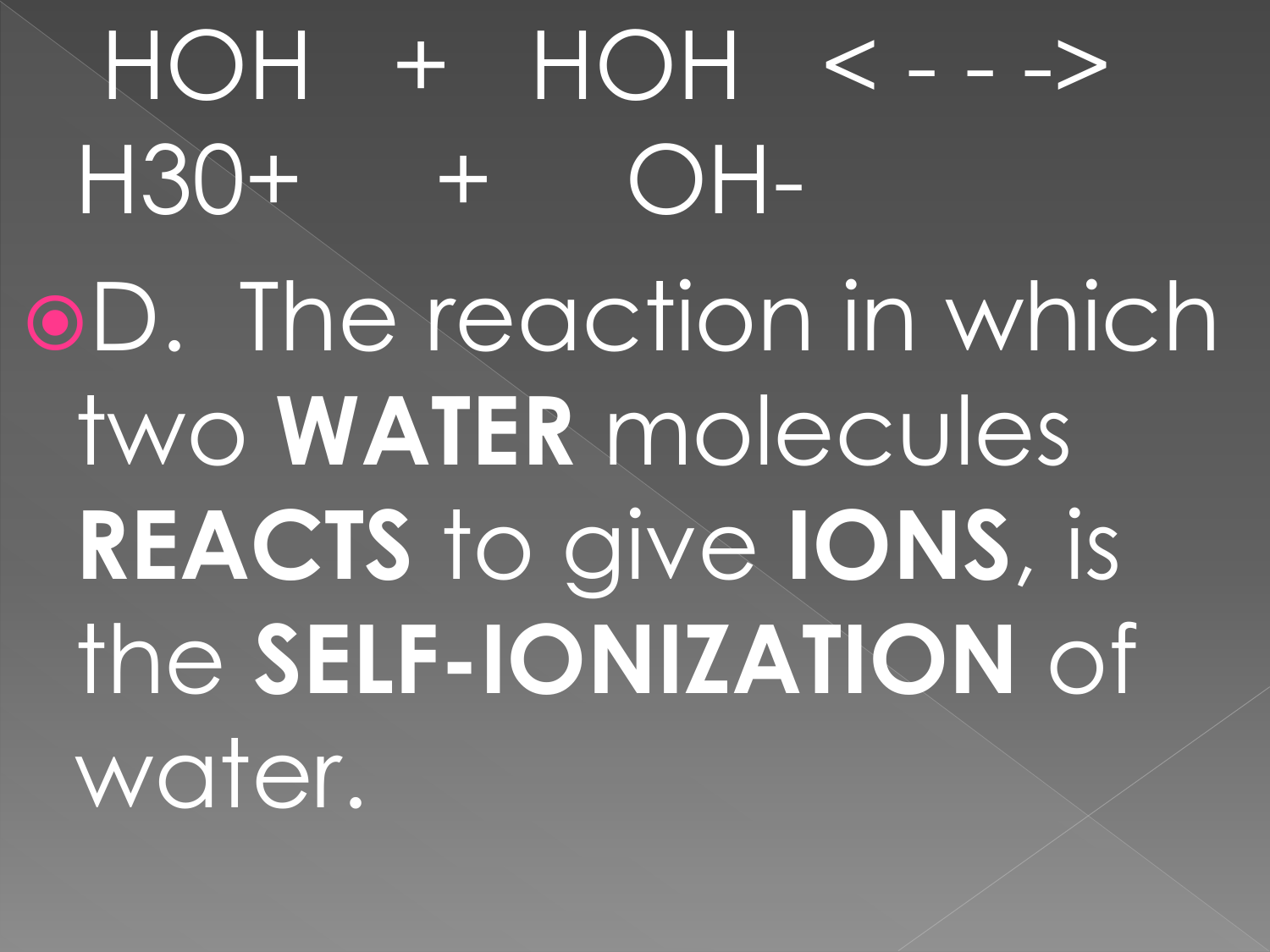HOH + HOH <- - -> $H_3O^+$ + $OH^-$

- D. The reaction in which two **WATER** molecules **REACTS** to give **IONS**, is the **SELF-IONIZATION** of water.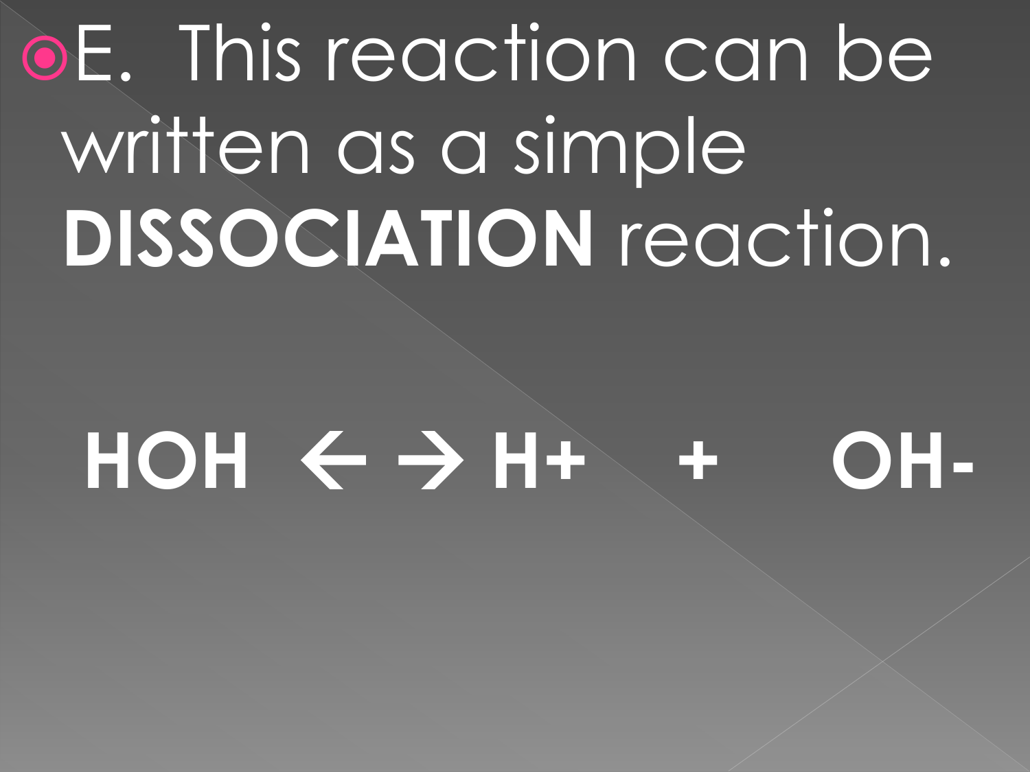- E. This reaction can be written as a simple **DISSOCIATION** reaction.

$$HOH \leftrightarrow H^{+} + OH^{-}$$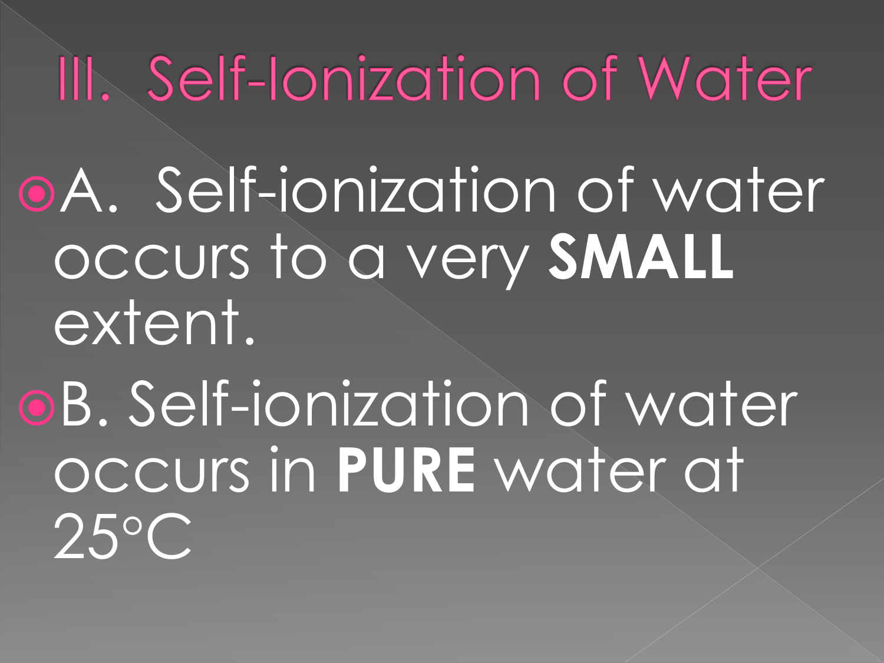# III. Self-Ionization of Water

- A. Self-ionization of water occurs to a very **SMALL** extent.
- B. Self-ionization of water occurs in **PURE** water at 25°C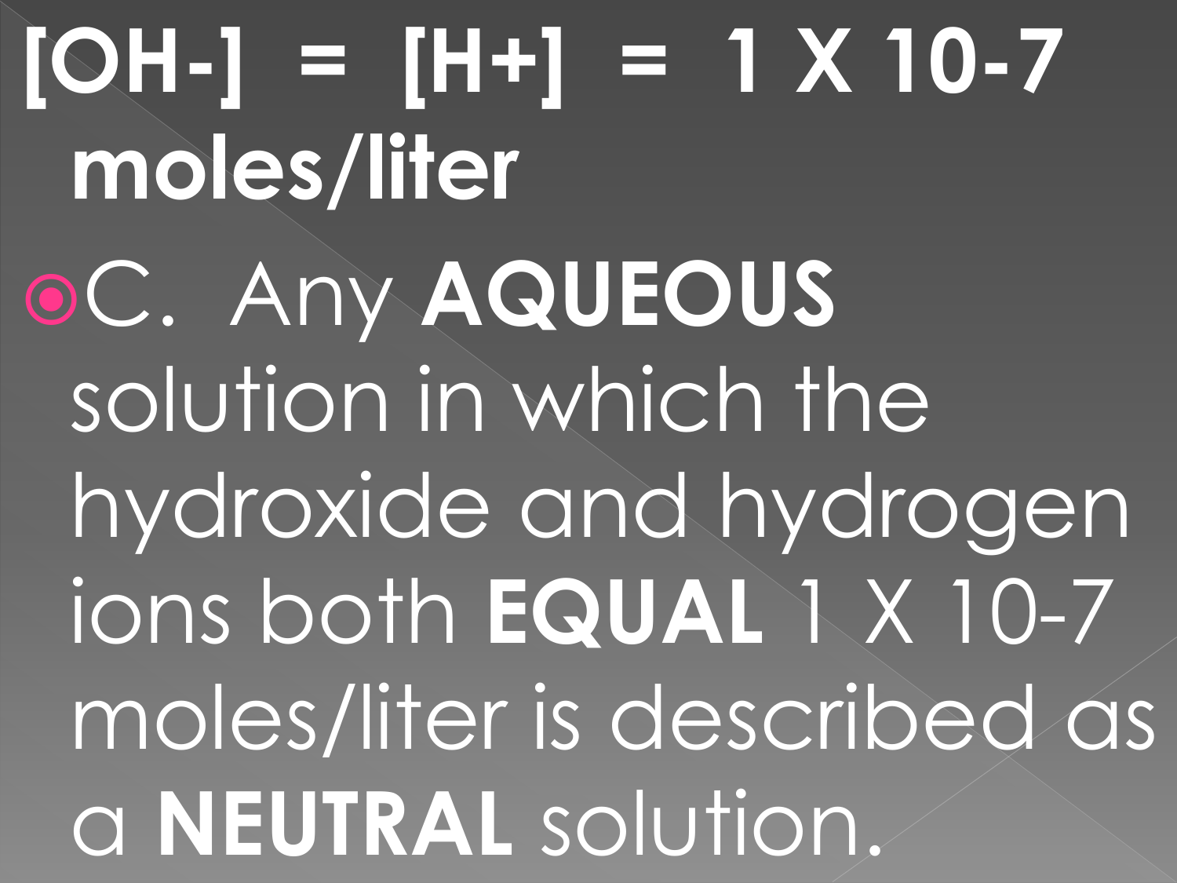**$[OH^-] = [H^+] = 1 \times 10^{-7}$ moles/liter**

- C. Any **AQUEOUS** solution in which the hydroxide and hydrogen ions both **EQUAL** $1 \times 10^{-7}$ moles/liter is described as a **NEUTRAL** solution.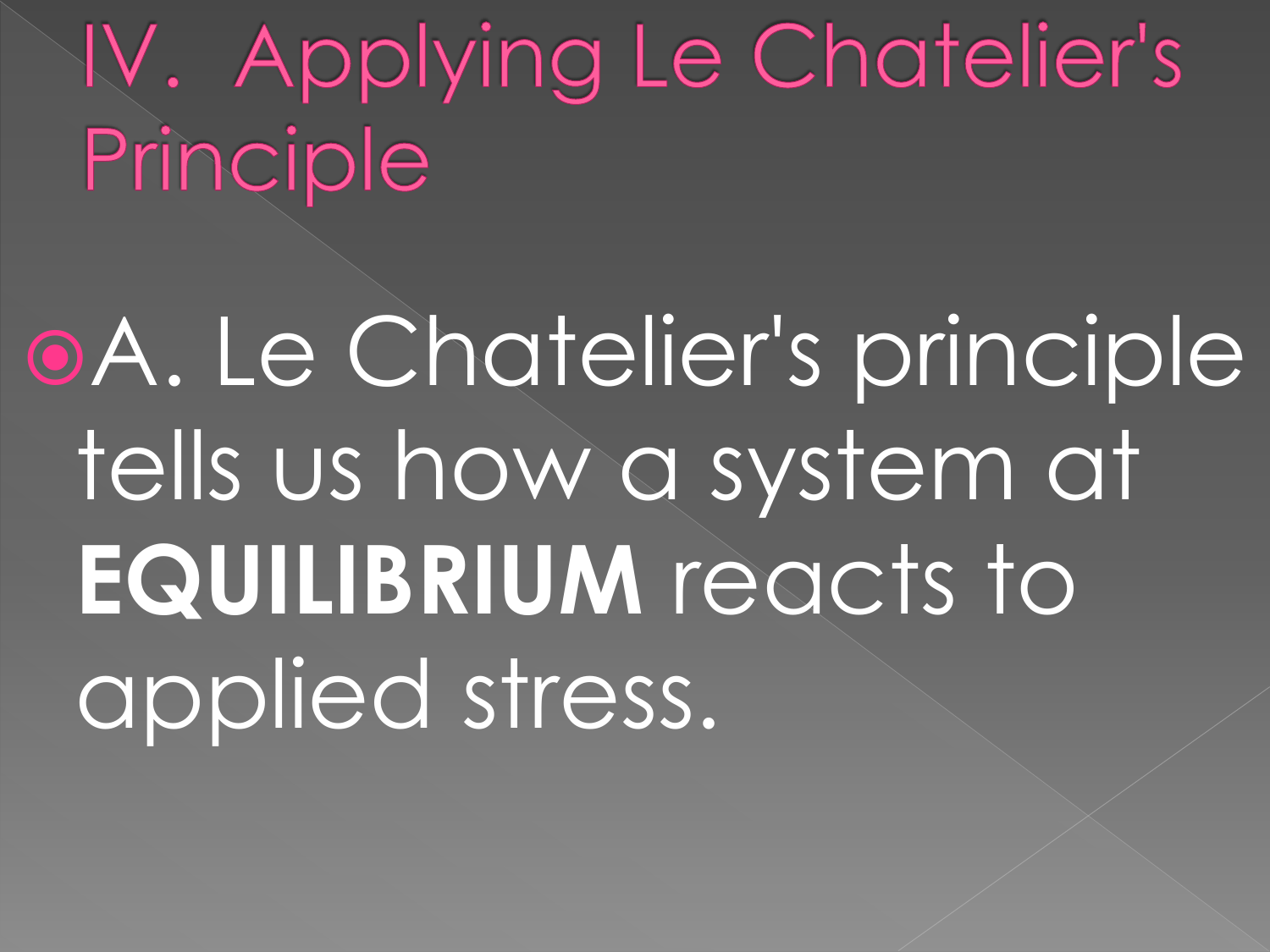# IV. Applying Le Chatelier's Principle

- A. Le Chatelier's principle tells us how a system at **EQUILIBRIUM** reacts to applied stress.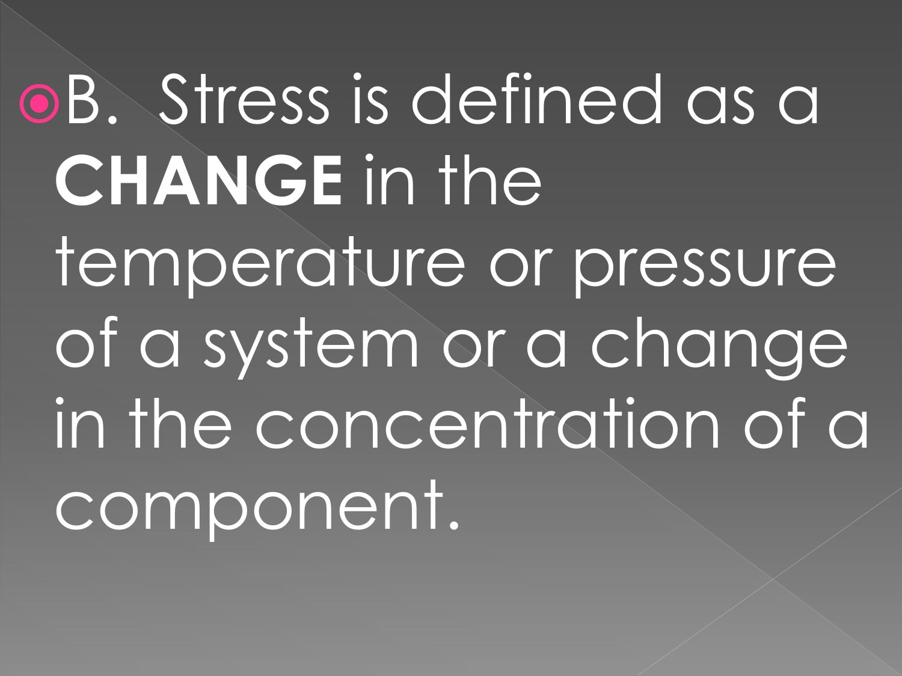- B. Stress is defined as a **CHANGE** in the temperature or pressure of a system or a change in the concentration of a component.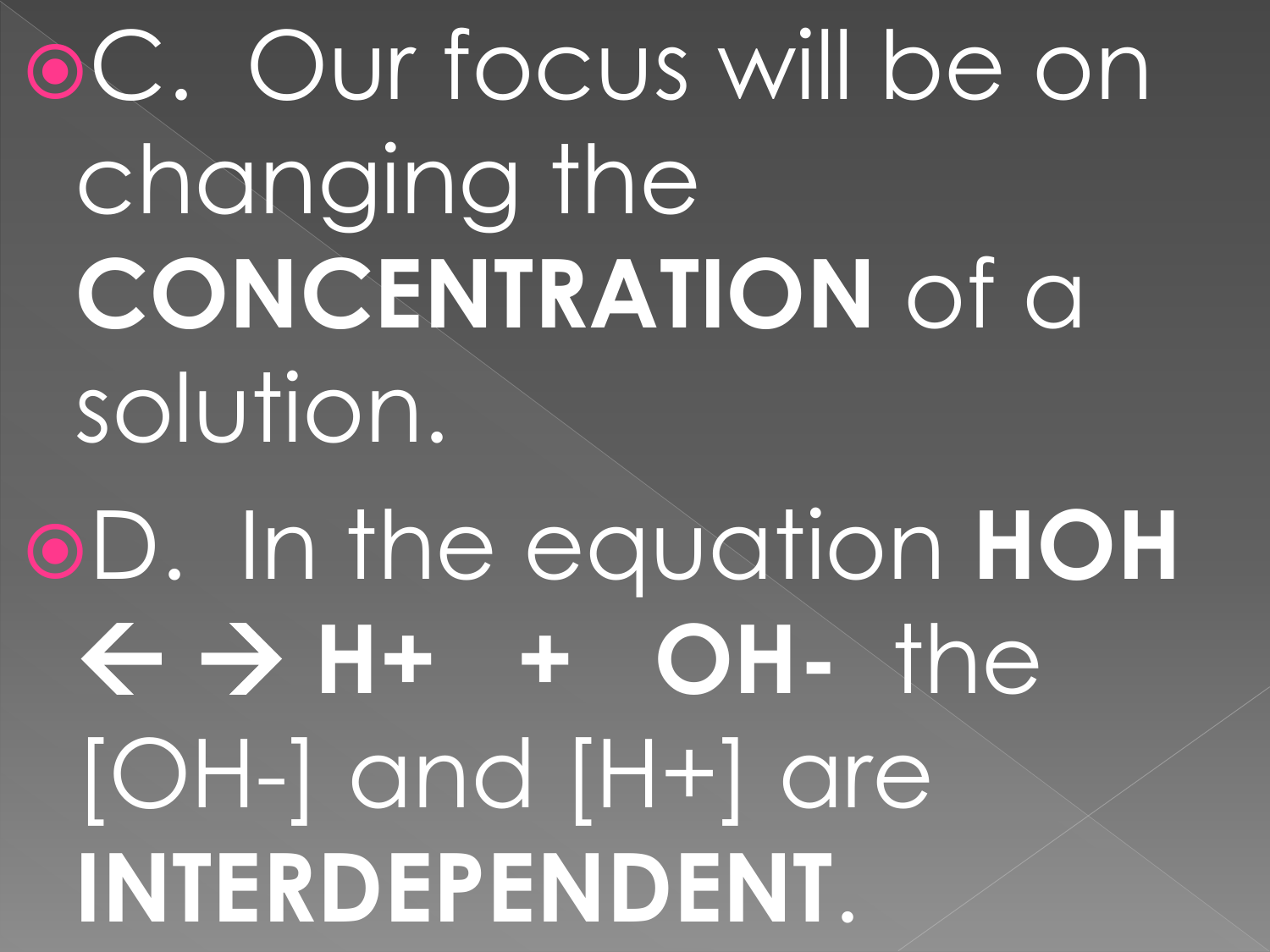- C. Our focus will be on changing the **CONCENTRATION** of a solution.
- D. In the equation **HOH ← → H+ + OH-** the [OH-] and [H+] are **INTERDEPENDENT**.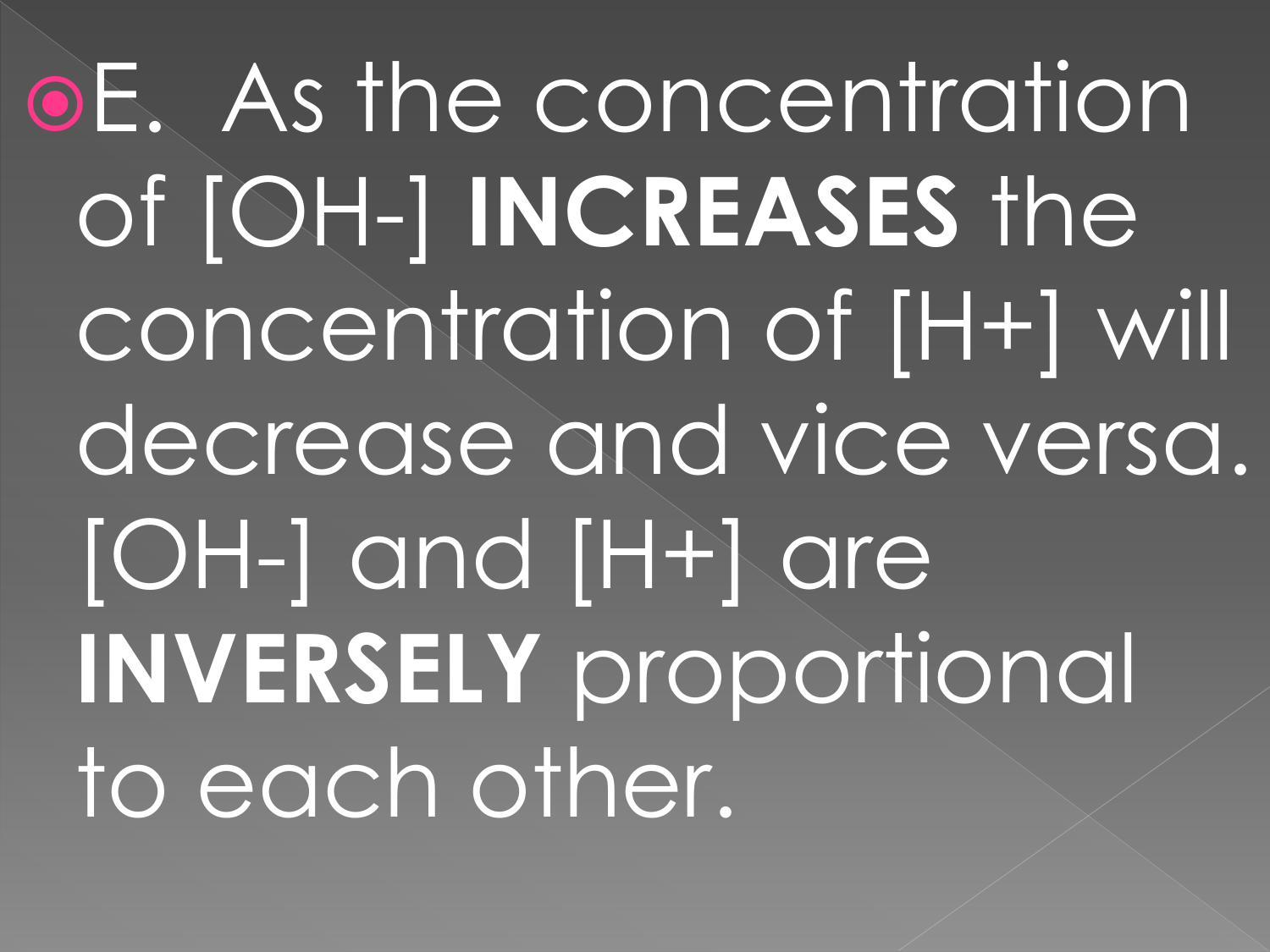- E. As the concentration of [OH-] **INCREASES** the concentration of [H+] will decrease and vice versa. [OH-] and [H+] are **INVERSELY** proportional to each other.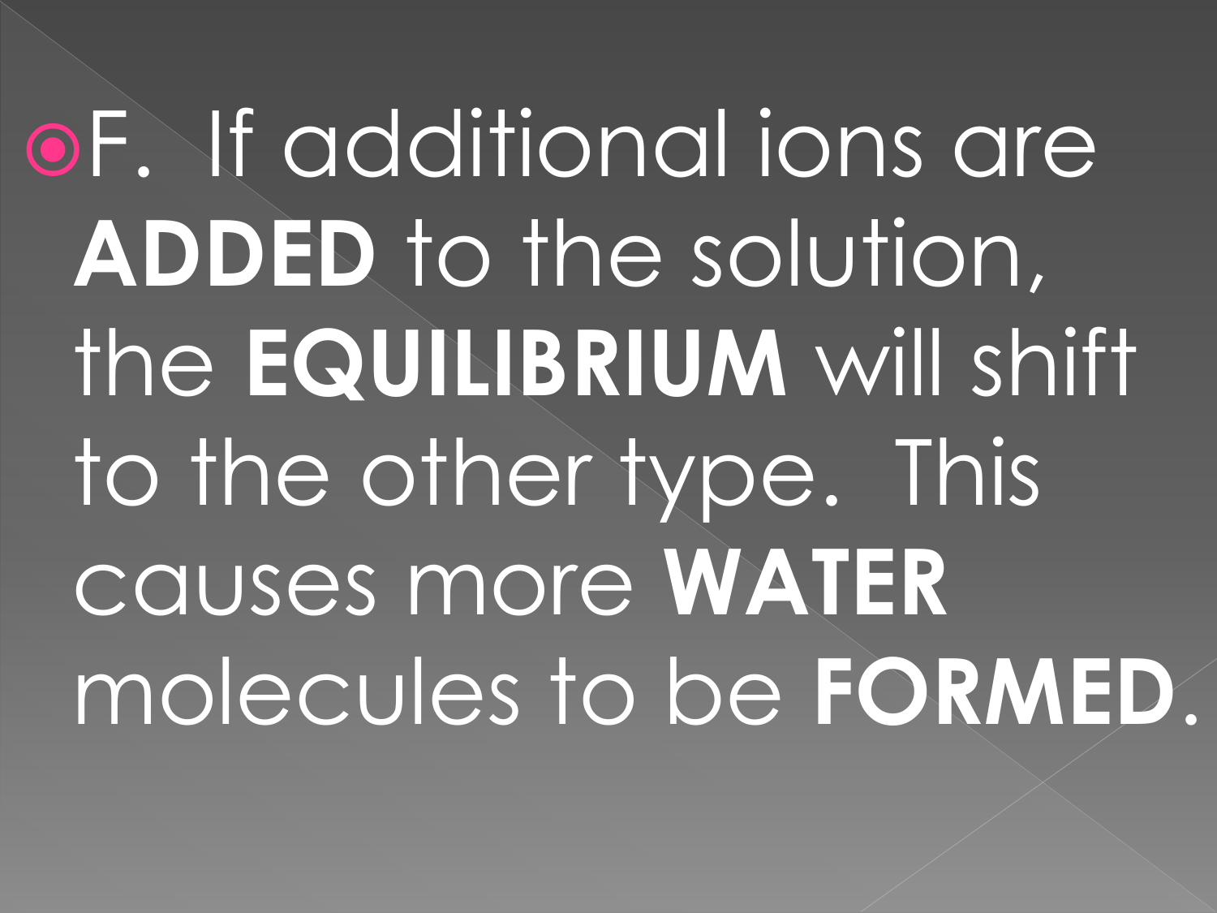- F.  If additional ions are **ADDED** to the solution, the **EQUILIBRIUM** will shift to the other type.  This causes more **WATER** molecules to be **FORMED**.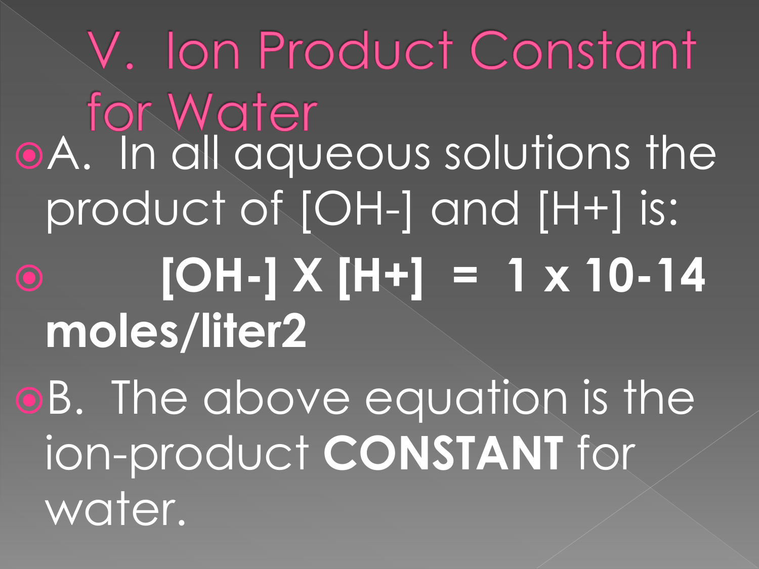# V. Ion Product Constant for Water

- A. In all aqueous solutions the product of [OH-] and [H+] is:
- **$[OH^-] \times [H^+] = 1 \times 10^{-14}$ moles/liter$^2$**
- B. The above equation is the ion-product **CONSTANT** for water.